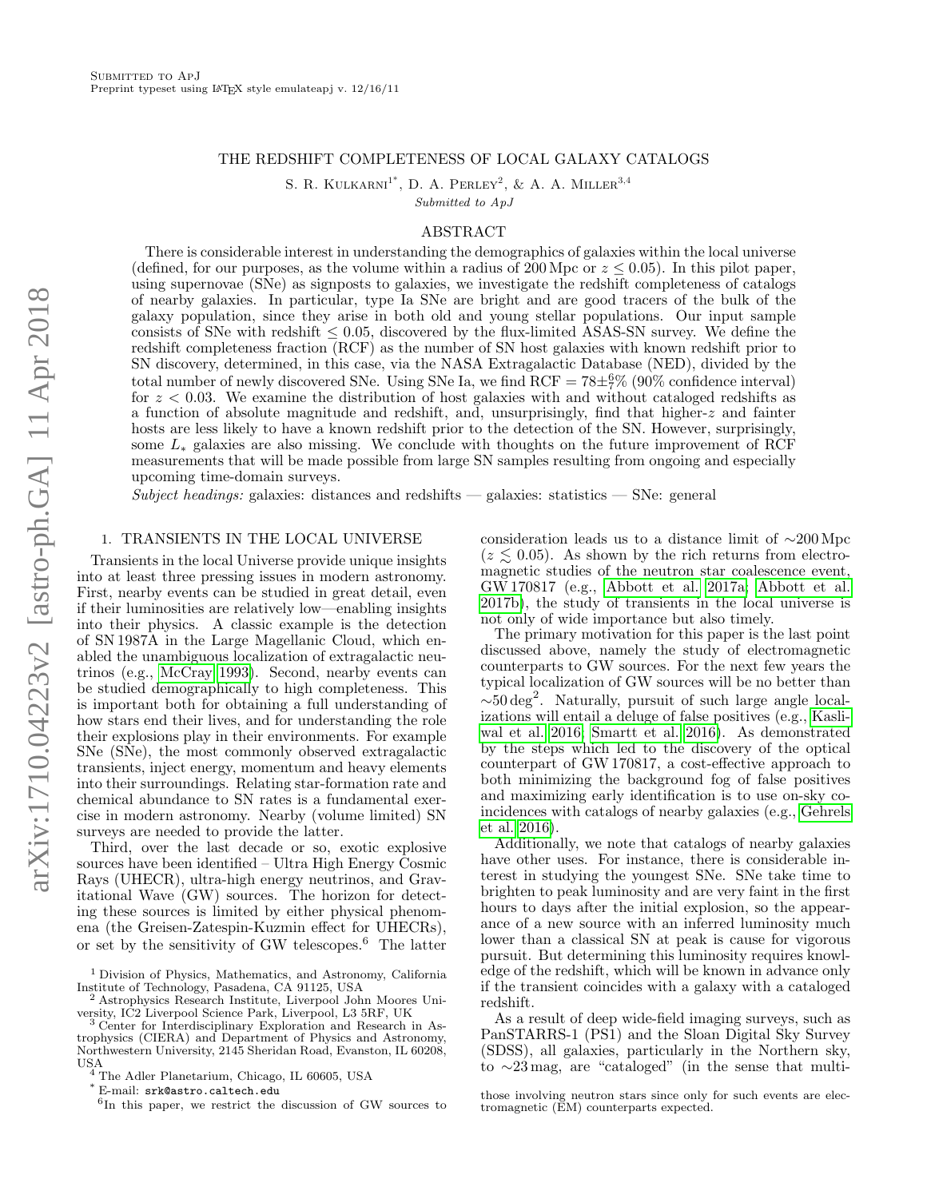Submitted to ApJ
Preprint typeset using LaTeX style emulateapj v. 12/16/11

# THE REDSHIFT COMPLETENESS OF LOCAL GALAXY CATALOGS

S. R. Kulkarni[1*], D. A. Perley[2], & A. A. Miller[3,4]

*Submitted to ApJ*

## ABSTRACT

There is considerable interest in understanding the demographics of galaxies within the local universe (defined, for our purposes, as the volume within a radius of 200 Mpc or $z \leq 0.05$). In this pilot paper, using supernovae (SNe) as signposts to galaxies, we investigate the redshift completeness of catalogs of nearby galaxies. In particular, type Ia SNe are bright and are good tracers of the bulk of the galaxy population, since they arise in both old and young stellar populations. Our input sample consists of SNe with redshift $\leq 0.05$, discovered by the flux-limited ASAS-SN survey. We define the redshift completeness fraction (RCF) as the number of SN host galaxies with known redshift prior to SN discovery, determined, in this case, via the NASA Extragalactic Database (NED), divided by the total number of newly discovered SNe. Using SNe Ia, we find RCF $= 78\pm^{6}_{7}\%$ (90% confidence interval) for $z < 0.03$. We examine the distribution of host galaxies with and without cataloged redshifts as a function of absolute magnitude and redshift, and, unsurprisingly, find that higher-$z$ and fainter hosts are less likely to have a known redshift prior to the detection of the SN. However, surprisingly, some $L_*$ galaxies are also missing. We conclude with thoughts on the future improvement of RCF measurements that will be made possible from large SN samples resulting from ongoing and especially upcoming time-domain surveys.

*Subject headings:* galaxies: distances and redshifts — galaxies: statistics — SNe: general

## 1. TRANSIENTS IN THE LOCAL UNIVERSE

Transients in the local Universe provide unique insights into at least three pressing issues in modern astronomy. First, nearby events can be studied in great detail, even if their luminosities are relatively low—enabling insights into their physics. A classic example is the detection of SN 1987A in the Large Magellanic Cloud, which enabled the unambiguous localization of extragalactic neutrinos (e.g., McCray 1993). Second, nearby events can be studied demographically to high completeness. This is important both for obtaining a full understanding of how stars end their lives, and for understanding the role their explosions play in their environments. For example SNe (SNe), the most commonly observed extragalactic transients, inject energy, momentum and heavy elements into their surroundings. Relating star-formation rate and chemical abundance to SN rates is a fundamental exercise in modern astronomy. Nearby (volume limited) SN surveys are needed to provide the latter.

Third, over the last decade or so, exotic explosive sources have been identified – Ultra High Energy Cosmic Rays (UHECR), ultra-high energy neutrinos, and Gravitational Wave (GW) sources. The horizon for detecting these sources is limited by either physical phenomena (the Greisen-Zatespin-Kuzmin effect for UHECRs), or set by the sensitivity of GW telescopes.[6] The latter consideration leads us to a distance limit of $\sim$200 Mpc ($z \lesssim 0.05$). As shown by the rich returns from electromagnetic studies of the neutron star coalescence event, GW 170817 (e.g., Abbott et al. 2017a; Abbott et al. 2017b), the study of transients in the local universe is not only of wide importance but also timely.

The primary motivation for this paper is the last point discussed above, namely the study of electromagnetic counterparts to GW sources. For the next few years the typical localization of GW sources will be no better than $\sim$50 deg$^2$. Naturally, pursuit of such large angle localizations will entail a deluge of false positives (e.g., Kasliwal et al. 2016; Smartt et al. 2016). As demonstrated by the steps which led to the discovery of the optical counterpart of GW 170817, a cost-effective approach to both minimizing the background fog of false positives and maximizing early identification is to use on-sky coincidences with catalogs of nearby galaxies (e.g., Gehrels et al. 2016).

Additionally, we note that catalogs of nearby galaxies have other uses. For instance, there is considerable interest in studying the youngest SNe. SNe take time to brighten to peak luminosity and are very faint in the first hours to days after the initial explosion, so the appearance of a new source with an inferred luminosity much lower than a classical SN at peak is cause for vigorous pursuit. But determining this luminosity requires knowledge of the redshift, which will be known in advance only if the transient coincides with a galaxy with a cataloged redshift.

As a result of deep wide-field imaging surveys, such as PanSTARRS-1 (PS1) and the Sloan Digital Sky Survey (SDSS), all galaxies, particularly in the Northern sky, to $\sim$23 mag, are "cataloged" (in the sense that multi-

[1] Division of Physics, Mathematics, and Astronomy, California Institute of Technology, Pasadena, CA 91125, USA
[2] Astrophysics Research Institute, Liverpool John Moores University, IC2 Liverpool Science Park, Liverpool, L3 5RF, UK
[3] Center for Interdisciplinary Exploration and Research in Astrophysics (CIERA) and Department of Physics and Astronomy, Northwestern University, 2145 Sheridan Road, Evanston, IL 60208, USA
[4] The Adler Planetarium, Chicago, IL 60605, USA
[*] E-mail: srk@astro.caltech.edu
[6] In this paper, we restrict the discussion of GW sources to those involving neutron stars since only for such events are electromagnetic (EM) counterparts expected.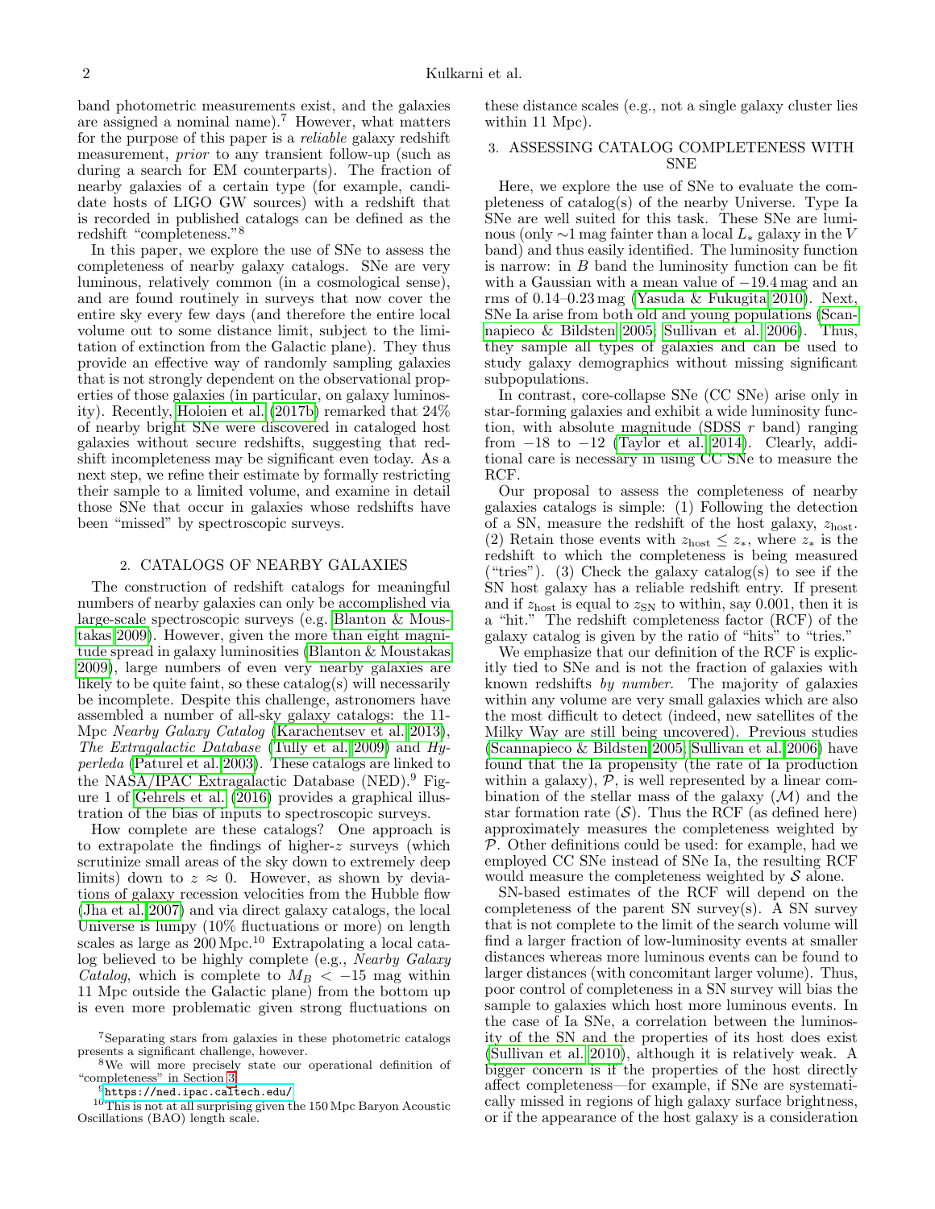band photometric measurements exist, and the galaxies are assigned a nominal name).[7] However, what matters for the purpose of this paper is a *reliable* galaxy redshift measurement, *prior* to any transient follow-up (such as during a search for EM counterparts). The fraction of nearby galaxies of a certain type (for example, candidate hosts of LIGO GW sources) with a redshift that is recorded in published catalogs can be defined as the redshift "completeness."[8]

In this paper, we explore the use of SNe to assess the completeness of nearby galaxy catalogs. SNe are very luminous, relatively common (in a cosmological sense), and are found routinely in surveys that now cover the entire sky every few days (and therefore the entire local volume out to some distance limit, subject to the limitation of extinction from the Galactic plane). They thus provide an effective way of randomly sampling galaxies that is not strongly dependent on the observational properties of those galaxies (in particular, on galaxy luminosity). Recently, Holoien et al. (2017b) remarked that 24% of nearby bright SNe were discovered in cataloged host galaxies without secure redshifts, suggesting that redshift incompleteness may be significant even today. As a next step, we refine their estimate by formally restricting their sample to a limited volume, and examine in detail those SNe that occur in galaxies whose redshifts have been "missed" by spectroscopic surveys.

## 2. CATALOGS OF NEARBY GALAXIES

The construction of redshift catalogs for meaningful numbers of nearby galaxies can only be accomplished via large-scale spectroscopic surveys (e.g. Blanton & Moustakas 2009). However, given the more than eight magnitude spread in galaxy luminosities (Blanton & Moustakas 2009), large numbers of even very nearby galaxies are likely to be quite faint, so these catalog(s) will necessarily be incomplete. Despite this challenge, astronomers have assembled a number of all-sky galaxy catalogs: the 11-Mpc *Nearby Galaxy Catalog* (Karachentsev et al. 2013), *The Extragalactic Database* (Tully et al. 2009) and *Hyperleda* (Paturel et al. 2003). These catalogs are linked to the NASA/IPAC Extragalactic Database (NED).[9] Figure 1 of Gehrels et al. (2016) provides a graphical illustration of the bias of inputs to spectroscopic surveys.

How complete are these catalogs? One approach is to extrapolate the findings of higher-$z$ surveys (which scrutinize small areas of the sky down to extremely deep limits) down to $z \approx 0$. However, as shown by deviations of galaxy recession velocities from the Hubble flow (Jha et al. 2007) and via direct galaxy catalogs, the local Universe is lumpy (10% fluctuations or more) on length scales as large as 200 Mpc.[10] Extrapolating a local catalog believed to be highly complete (e.g., *Nearby Galaxy Catalog*, which is complete to $M_B < -15$ mag within 11 Mpc outside the Galactic plane) from the bottom up is even more problematic given strong fluctuations on these distance scales (e.g., not a single galaxy cluster lies within 11 Mpc).

## 3. ASSESSING CATALOG COMPLETENESS WITH SNE

Here, we explore the use of SNe to evaluate the completeness of catalog(s) of the nearby Universe. Type Ia SNe are well suited for this task. These SNe are luminous (only ~1 mag fainter than a local $L_*$ galaxy in the $V$ band) and thus easily identified. The luminosity function is narrow: in $B$ band the luminosity function can be fit with a Gaussian with a mean value of $-19.4$ mag and an rms of 0.14–0.23 mag (Yasuda & Fukugita 2010). Next, SNe Ia arise from both old and young populations (Scannapieco & Bildsten 2005; Sullivan et al. 2006). Thus, they sample all types of galaxies and can be used to study galaxy demographics without missing significant subpopulations.

In contrast, core-collapse SNe (CC SNe) arise only in star-forming galaxies and exhibit a wide luminosity function, with absolute magnitude (SDSS $r$ band) ranging from $-18$ to $-12$ (Taylor et al. 2014). Clearly, additional care is necessary in using CC SNe to measure the RCF.

Our proposal to assess the completeness of nearby galaxies catalogs is simple: (1) Following the detection of a SN, measure the redshift of the host galaxy, $z_{\rm host}$. (2) Retain those events with $z_{\rm host} \leq z_*$, where $z_*$ is the redshift to which the completeness is being measured ("tries"). (3) Check the galaxy catalog(s) to see if the SN host galaxy has a reliable redshift entry. If present and if $z_{\rm host}$ is equal to $z_{\rm SN}$ to within, say 0.001, then it is a "hit." The redshift completeness factor (RCF) of the galaxy catalog is given by the ratio of "hits" to "tries."

We emphasize that our definition of the RCF is explicitly tied to SNe and is not the fraction of galaxies with known redshifts *by number.* The majority of galaxies within any volume are very small galaxies which are also the most difficult to detect (indeed, new satellites of the Milky Way are still being uncovered). Previous studies (Scannapieco & Bildsten 2005; Sullivan et al. 2006) have found that the Ia propensity (the rate of Ia production within a galaxy), $\mathcal{P}$, is well represented by a linear combination of the stellar mass of the galaxy ($\mathcal{M}$) and the star formation rate ($\mathcal{S}$). Thus the RCF (as defined here) approximately measures the completeness weighted by $\mathcal{P}$. Other definitions could be used: for example, had we employed CC SNe instead of SNe Ia, the resulting RCF would measure the completeness weighted by $\mathcal{S}$ alone.

SN-based estimates of the RCF will depend on the completeness of the parent SN survey(s). A SN survey that is not complete to the limit of the search volume will find a larger fraction of low-luminosity events at smaller distances whereas more luminous events can be found to larger distances (with concomitant larger volume). Thus, poor control of completeness in a SN survey will bias the sample to galaxies which host more luminous events. In the case of Ia SNe, a correlation between the luminosity of the SN and the properties of its host does exist (Sullivan et al. 2010), although it is relatively weak. A bigger concern is if the properties of the host directly affect completeness—for example, if SNe are systematically missed in regions of high galaxy surface brightness, or if the appearance of the host galaxy is a consideration

[7] Separating stars from galaxies in these photometric catalogs presents a significant challenge, however.

[8] We will more precisely state our operational definition of "completeness" in Section 3.

[9] https://ned.ipac.caltech.edu/

[10] This is not at all surprising given the 150 Mpc Baryon Acoustic Oscillations (BAO) length scale.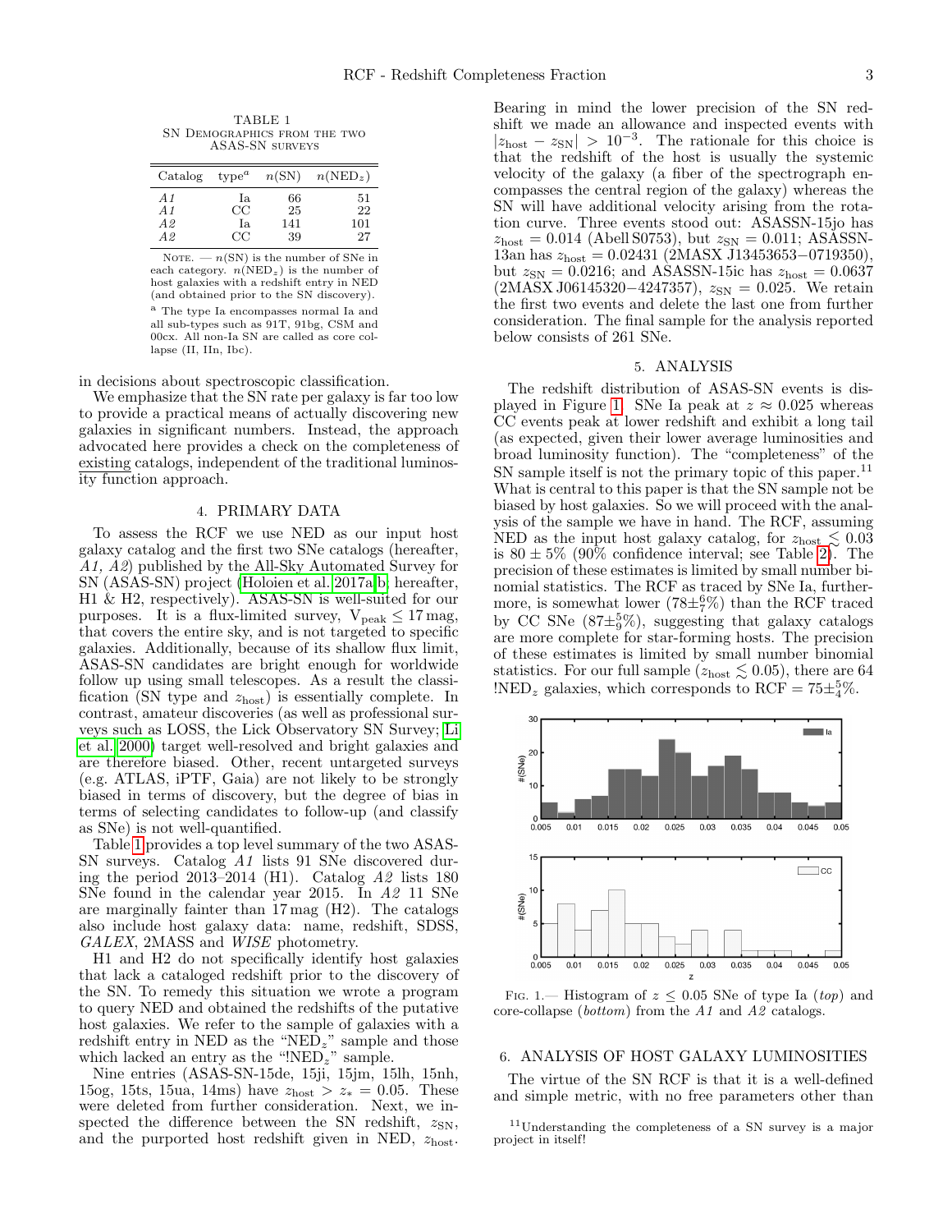TABLE 1
SN Demographics from the two ASAS-SN surveys

| Catalog | type[a] | n(SN) | n(NED$_z$) |
|---|---|---|---|
| *A1* | Ia | 66 | 51 |
| *A1* | CC | 25 | 22 |
| *A2* | Ia | 141 | 101 |
| *A2* | CC | 39 | 27 |

Note. — n(SN) is the number of SNe in each category. n(NED$_z$) is the number of host galaxies with a redshift entry in NED (and obtained prior to the SN discovery).

[a] The type Ia encompasses normal Ia and all sub-types such as 91T, 91bg, CSM and 00cx. All non-Ia SN are called as core collapse (II, IIn, Ibc).

in decisions about spectroscopic classification.

We emphasize that the SN rate per galaxy is far too low to provide a practical means of actually discovering new galaxies in significant numbers. Instead, the approach advocated here provides a check on the completeness of existing catalogs, independent of the traditional luminosity function approach.

## 4. PRIMARY DATA

To assess the RCF we use NED as our input host galaxy catalog and the first two SNe catalogs (hereafter, *A1, A2*) published by the All-Sky Automated Survey for SN (ASAS-SN) project (Holoien et al. 2017a,b, hereafter, H1 & H2, respectively). ASAS-SN is well-suited for our purposes. It is a flux-limited survey, $V_{\rm peak} \leq 17$ mag, that covers the entire sky, and is not targeted to specific galaxies. Additionally, because of its shallow flux limit, ASAS-SN candidates are bright enough for worldwide follow up using small telescopes. As a result the classification (SN type and $z_{\rm host}$) is essentially complete. In contrast, amateur discoveries (as well as professional surveys such as LOSS, the Lick Observatory SN Survey; Li et al. 2000) target well-resolved and bright galaxies and are therefore biased. Other, recent untargeted surveys (e.g. ATLAS, iPTF, Gaia) are not likely to be strongly biased in terms of discovery, but the degree of bias in terms of selecting candidates to follow-up (and classify as SNe) is not well-quantified.

Table 1 provides a top level summary of the two ASAS-SN surveys. Catalog *A1* lists 91 SNe discovered during the period 2013–2014 (H1). Catalog *A2* lists 180 SNe found in the calendar year 2015. In *A2* 11 SNe are marginally fainter than 17 mag (H2). The catalogs also include host galaxy data: name, redshift, SDSS, *GALEX*, 2MASS and *WISE* photometry.

H1 and H2 do not specifically identify host galaxies that lack a cataloged redshift prior to the discovery of the SN. To remedy this situation we wrote a program to query NED and obtained the redshifts of the putative host galaxies. We refer to the sample of galaxies with a redshift entry in NED as the "NED$_z$" sample and those which lacked an entry as the "!NED$_z$" sample.

Nine entries (ASAS-SN-15de, 15ji, 15jm, 15lh, 15nh, 15og, 15ts, 15ua, 14ms) have $z_{\rm host} > z_* = 0.05$. These were deleted from further consideration. Next, we inspected the difference between the SN redshift, $z_{\rm SN}$, and the purported host redshift given in NED, $z_{\rm host}$. Bearing in mind the lower precision of the SN redshift we made an allowance and inspected events with $|z_{\rm host} - z_{\rm SN}| > 10^{-3}$. The rationale for this choice is that the redshift of the host is usually the systemic velocity of the galaxy (a fiber of the spectrograph encompasses the central region of the galaxy) whereas the SN will have additional velocity arising from the rotation curve. Three events stood out: ASASSN-15jo has $z_{\rm host} = 0.014$ (Abell S0753), but $z_{\rm SN} = 0.011$; ASASSN-13an has $z_{\rm host} = 0.02431$ (2MASX J13453653−0719350), but $z_{\rm SN} = 0.0216$; and ASASSN-15ic has $z_{\rm host} = 0.0637$ (2MASX J06145320−4247357), $z_{\rm SN} = 0.025$. We retain the first two events and delete the last one from further consideration. The final sample for the analysis reported below consists of 261 SNe.

## 5. ANALYSIS

The redshift distribution of ASAS-SN events is displayed in Figure 1. SNe Ia peak at $z \approx 0.025$ whereas CC events peak at lower redshift and exhibit a long tail (as expected, given their lower average luminosities and broad luminosity function). The "completeness" of the SN sample itself is not the primary topic of this paper.[11] What is central to this paper is that the SN sample not be biased by host galaxies. So we will proceed with the analysis of the sample we have in hand. The RCF, assuming NED as the input host galaxy catalog, for $z_{\rm host} \lesssim 0.03$ is $80 \pm 5\%$ (90% confidence interval; see Table 2). The precision of these estimates is limited by small number binomial statistics. The RCF as traced by SNe Ia, furthermore, is somewhat lower ($78\pm^{6}_{7}\%$) than the RCF traced by CC SNe ($87\pm^{5}_{9}\%$), suggesting that galaxy catalogs are more complete for star-forming hosts. The precision of these estimates is limited by small number binomial statistics. For our full sample ($z_{\rm host} \lesssim 0.05$), there are 64 !NED$_z$ galaxies, which corresponds to RCF $= 75\pm^{5}_{4}\%$.

Fig. 1.— Histogram of $z \leq 0.05$ SNe of type Ia (*top*) and core-collapse (*bottom*) from the *A1* and *A2* catalogs.

## 6. ANALYSIS OF HOST GALAXY LUMINOSITIES

The virtue of the SN RCF is that it is a well-defined and simple metric, with no free parameters other than

[11] Understanding the completeness of a SN survey is a major project in itself!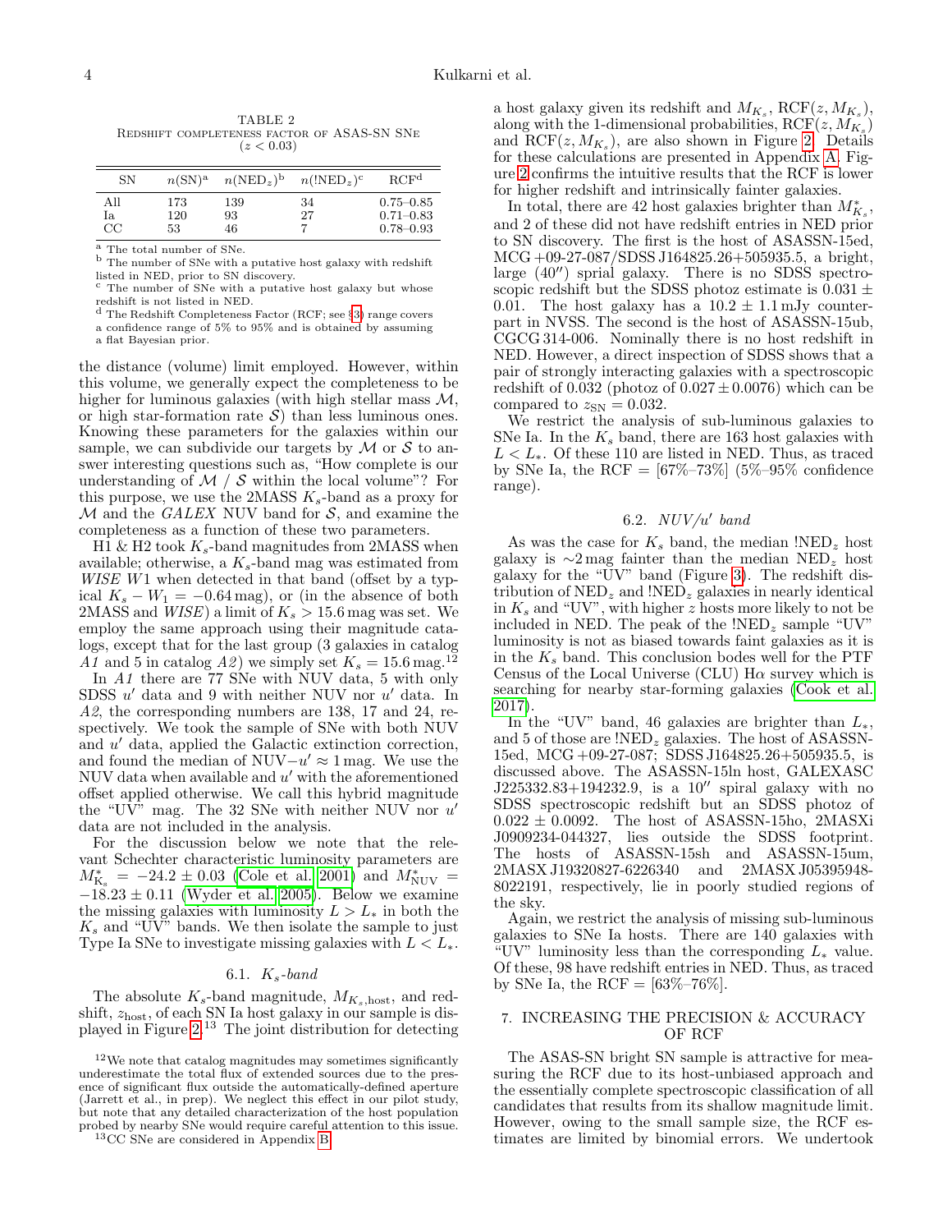TABLE 2
Redshift completeness factor of ASAS-SN SNe ($z < 0.03$)

| SN | $n(\mathrm{SN})$[a] | $n(\mathrm{NED}_z)$[b] | $n(!\mathrm{NED}_z)$[c] | RCF[d] |
|---|---|---|---|---|
| All | 173 | 139 | 34 | 0.75–0.85 |
| Ia | 120 | 93 | 27 | 0.71–0.83 |
| CC | 53 | 46 | 7 | 0.78–0.93 |

[a] The total number of SNe.
[b] The number of SNe with a putative host galaxy with redshift listed in NED, prior to SN discovery.
[c] The number of SNe with a putative host galaxy but whose redshift is not listed in NED.
[d] The Redshift Completeness Factor (RCF; see §3) range covers a confidence range of 5% to 95% and is obtained by assuming a flat Bayesian prior.

the distance (volume) limit employed. However, within this volume, we generally expect the completeness to be higher for luminous galaxies (with high stellar mass $\mathcal{M}$, or high star-formation rate $\mathcal{S}$) than less luminous ones. Knowing these parameters for the galaxies within our sample, we can subdivide our targets by $\mathcal{M}$ or $\mathcal{S}$ to answer interesting questions such as, "How complete is our understanding of $\mathcal{M}$ / $\mathcal{S}$ within the local volume"? For this purpose, we use the 2MASS $K_s$-band as a proxy for $\mathcal{M}$ and the *GALEX* NUV band for $\mathcal{S}$, and examine the completeness as a function of these two parameters.

H1 & H2 took $K_s$-band magnitudes from 2MASS when available; otherwise, a $K_s$-band mag was estimated from *WISE* $W1$ when detected in that band (offset by a typical $K_s - W_1 = -0.64$ mag), or (in the absence of both 2MASS and *WISE*) a limit of $K_s > 15.6$ mag was set. We employ the same approach using their magnitude catalogs, except that for the last group (3 galaxies in catalog *A1* and 5 in catalog *A2*) we simply set $K_s = 15.6$ mag.[12]

In *A1* there are 77 SNe with NUV data, 5 with only SDSS $u'$ data and 9 with neither NUV nor $u'$ data. In *A2*, the corresponding numbers are 138, 17 and 24, respectively. We took the sample of SNe with both NUV and $u'$ data, applied the Galactic extinction correction, and found the median of NUV$-u' \approx 1$ mag. We use the NUV data when available and $u'$ with the aforementioned offset applied otherwise. We call this hybrid magnitude the "UV" mag. The 32 SNe with neither NUV nor $u'$ data are not included in the analysis.

For the discussion below we note that the relevant Schechter characteristic luminosity parameters are $M^*_{\mathrm{K_s}} = -24.2 \pm 0.03$ (Cole et al. 2001) and $M^*_{\mathrm{NUV}} = -18.23 \pm 0.11$ (Wyder et al. 2005). Below we examine the missing galaxies with luminosity $L > L_*$ in both the $K_s$ and "UV" bands. We then isolate the sample to just Type Ia SNe to investigate missing galaxies with $L < L_*$.

### 6.1. $K_s$-band

The absolute $K_s$-band magnitude, $M_{K_s,\mathrm{host}}$, and redshift, $z_{\mathrm{host}}$, of each SN Ia host galaxy in our sample is displayed in Figure 2.[13] The joint distribution for detecting a host galaxy given its redshift and $M_{K_s}$, RCF$(z, M_{K_s})$, along with the 1-dimensional probabilities, RCF$(z, M_{K_s})$ and RCF$(z, M_{K_s})$, are also shown in Figure 2. Details for these calculations are presented in Appendix A. Figure 2 confirms the intuitive results that the RCF is lower for higher redshift and intrinsically fainter galaxies.

In total, there are 42 host galaxies brighter than $M^*_{K_s}$, and 2 of these did not have redshift entries in NED prior to SN discovery. The first is the host of ASASSN-15ed, MCG +09-27-087/SDSS J164825.26+505935.5, a bright, large (40″) spiral galaxy. There is no SDSS spectroscopic redshift but the SDSS photoz estimate is $0.031 \pm 0.01$. The host galaxy has a $10.2 \pm 1.1$ mJy counterpart in NVSS. The second is the host of ASASSN-15ub, CGCG 314-006. Nominally there is no host redshift in NED. However, a direct inspection of SDSS shows that a pair of strongly interacting galaxies with a spectroscopic redshift of 0.032 (photoz of $0.027 \pm 0.0076$) which can be compared to $z_{\mathrm{SN}} = 0.032$.

We restrict the analysis of sub-luminous galaxies to SNe Ia. In the $K_s$ band, there are 163 host galaxies with $L < L_*$. Of these 110 are listed in NED. Thus, as traced by SNe Ia, the RCF = [67%–73%] (5%–95% confidence range).

### 6.2. $NUV/u'$ band

As was the case for $K_s$ band, the median !NED$_z$ host galaxy is $\sim$2 mag fainter than the median NED$_z$ host galaxy for the "UV" band (Figure 3). The redshift distribution of NED$_z$ and !NED$_z$ galaxies in nearly identical in $K_s$ and "UV", with higher $z$ hosts more likely to not be included in NED. The peak of the !NED$_z$ sample "UV" luminosity is not as biased towards faint galaxies as it is in the $K_s$ band. This conclusion bodes well for the PTF Census of the Local Universe (CLU) H$\alpha$ survey which is searching for nearby star-forming galaxies (Cook et al. 2017).

In the "UV" band, 46 galaxies are brighter than $L_*$, and 5 of those are !NED$_z$ galaxies. The host of ASASSN-15ed, MCG +09-27-087; SDSS J164825.26+505935.5, is discussed above. The ASASSN-15ln host, GALEXASC J225332.83+194232.9, is a 10″ spiral galaxy with no SDSS spectroscopic redshift but an SDSS photoz of $0.022 \pm 0.0092$. The host of ASASSN-15ho, 2MASXi J0909234-044327, lies outside the SDSS footprint. The hosts of ASASSN-15sh and ASASSN-15um, 2MASX J19320827-6226340 and 2MASX J05395948-8022191, respectively, lie in poorly studied regions of the sky.

Again, we restrict the analysis of missing sub-luminous galaxies to SNe Ia hosts. There are 140 galaxies with "UV" luminosity less than the corresponding $L_*$ value. Of these, 98 have redshift entries in NED. Thus, as traced by SNe Ia, the RCF = [63%–76%].

## 7. INCREASING THE PRECISION & ACCURACY OF RCF

The ASAS-SN bright SN sample is attractive for measuring the RCF due to its host-unbiased approach and the essentially complete spectroscopic classification of all candidates that results from its shallow magnitude limit. However, owing to the small sample size, the RCF estimates are limited by binomial errors. We undertook

[12] We note that catalog magnitudes may sometimes significantly underestimate the total flux of extended sources due to the presence of significant flux outside the automatically-defined aperture (Jarrett et al., in prep). We neglect this effect in our pilot study, but note that any detailed characterization of the host population probed by nearby SNe would require careful attention to this issue.

[13] CC SNe are considered in Appendix B.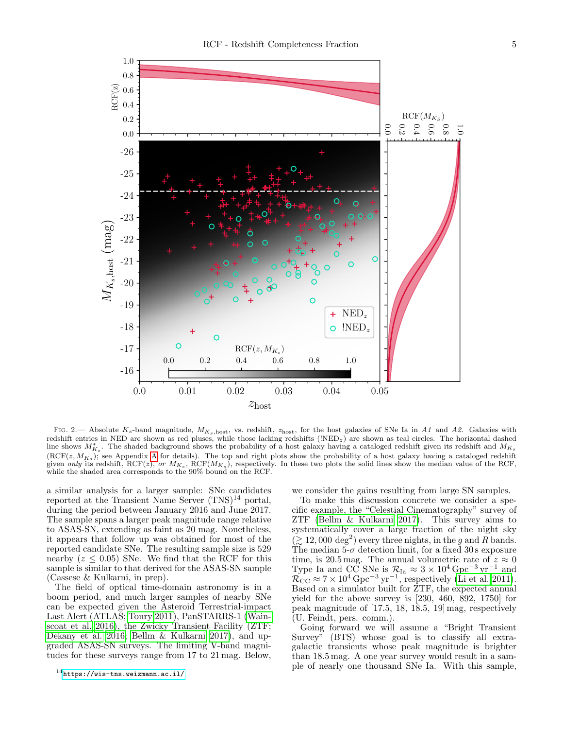FIG. 2.— Absolute $K_s$-band magnitude, $M_{K_s,\rm host}$, vs. redshift, $z_{\rm host}$, for the host galaxies of SNe Ia in *A1* and *A2*. Galaxies with redshift entries in NED are shown as red pluses, while those lacking redshifts (!NED$_z$) are shown as teal circles. The horizontal dashed line shows $M^*_{K_s}$. The shaded background shows the probability of a host galaxy having a cataloged redshift given its redshift and $M_{K_s}$ (RCF$(z, M_{K_s})$; see Appendix A for details). The top and right plots show the probability of a host galaxy having a cataloged redshift given *only* its redshift, RCF$(z)$, *or* $M_{K_s}$, RCF$(M_{K_s})$, respectively. In these two plots the solid lines show the median value of the RCF, while the shaded area corresponds to the 90% bound on the RCF.

a similar analysis for a larger sample: SNe candidates reported at the Transient Name Server (TNS)[14] portal, during the period between January 2016 and June 2017. The sample spans a larger peak magnitude range relative to ASAS-SN, extending as faint as 20 mag. Nonetheless, it appears that follow up was obtained for most of the reported candidate SNe. The resulting sample size is 529 nearby ($z \le 0.05$) SNe. We find that the RCF for this sample is similar to that derived for the ASAS-SN sample (Cassese & Kulkarni, in prep).

The field of optical time-domain astronomy is in a boom period, and much larger samples of nearby SNe can be expected given the Asteroid Terrestrial-impact Last Alert (ATLAS; Tonry 2011), PanSTARRS-1 (Wainscoat et al. 2016), the Zwicky Transient Facility (ZTF; Dekany et al. 2016, Bellm & Kulkarni 2017), and upgraded ASAS-SN surveys. The limiting V-band magnitudes for these surveys range from 17 to 21 mag. Below, we consider the gains resulting from large SN samples.

To make this discussion concrete we consider a specific example, the "Celestial Cinematography" survey of ZTF (Bellm & Kulkarni 2017). This survey aims to systematically cover a large fraction of the night sky ($\gtrsim 12{,}000\,\mathrm{deg}^2$) every three nights, in the $g$ and $R$ bands. The median 5-$\sigma$ detection limit, for a fixed 30 s exposure time, is 20.5 mag. The annual volumetric rate of $z \approx 0$ Type Ia and CC SNe is $\mathcal{R}_{\rm Ia} \approx 3 \times 10^4\,\mathrm{Gpc}^{-3}\,\mathrm{yr}^{-1}$ and $\mathcal{R}_{\rm CC} \approx 7 \times 10^4\,\mathrm{Gpc}^{-3}\,\mathrm{yr}^{-1}$, respectively (Li et al. 2011). Based on a simulator built for ZTF, the expected annual yield for the above survey is [230, 460, 892, 1750] for peak magnitude of [17.5, 18, 18.5, 19] mag, respectively (U. Feindt, pers. comm.).

Going forward we will assume a "Bright Transient Survey" (BTS) whose goal is to classify all extragalactic transients whose peak magnitude is brighter than 18.5 mag. A one year survey would result in a sample of nearly one thousand SNe Ia. With this sample,

[14] https://wis-tns.weizmann.ac.il/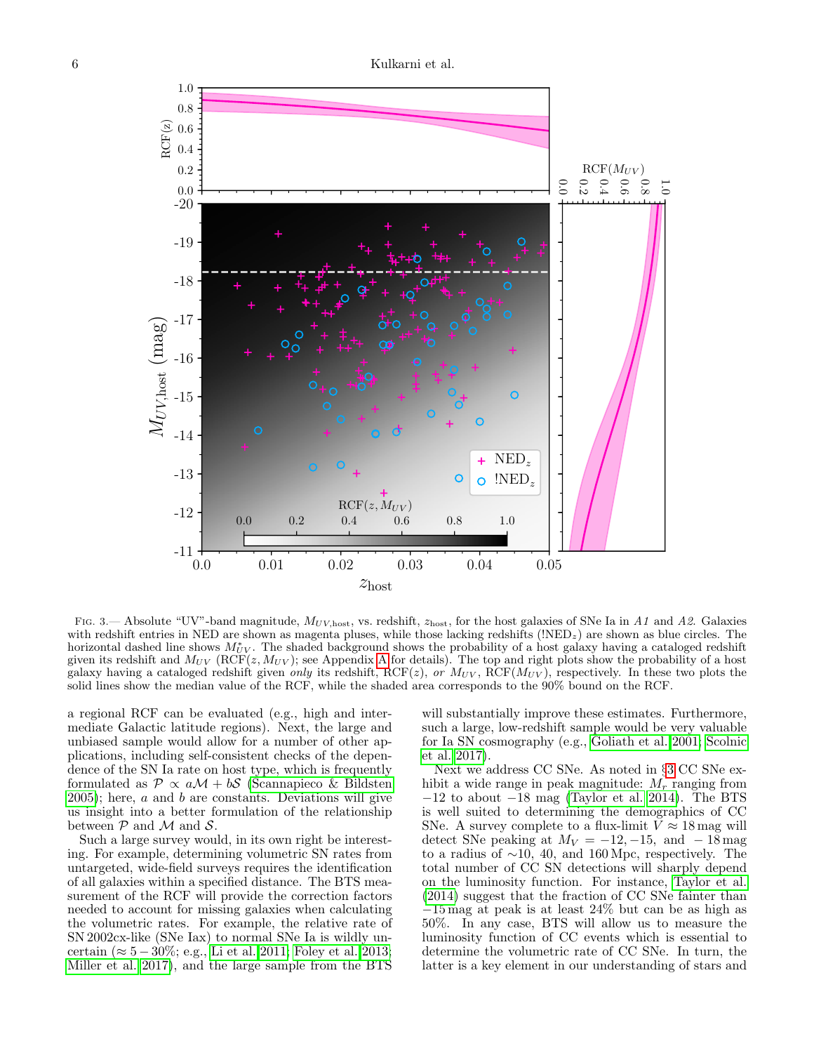FIG. 3.— Absolute "UV"-band magnitude, $M_{UV,\mathrm{host}}$, vs. redshift, $z_{\mathrm{host}}$, for the host galaxies of SNe Ia in *A1* and *A2*. Galaxies with redshift entries in NED are shown as magenta pluses, while those lacking redshifts (!NED$_z$) are shown as blue circles. The horizontal dashed line shows $M^*_{UV}$. The shaded background shows the probability of a host galaxy having a cataloged redshift given its redshift and $M_{UV}$ (RCF($z, M_{UV}$); see Appendix A for details). The top and right plots show the probability of a host galaxy having a cataloged redshift given *only* its redshift, RCF($z$), *or* $M_{UV}$, RCF($M_{UV}$), respectively. In these two plots the solid lines show the median value of the RCF, while the shaded area corresponds to the 90% bound on the RCF.

a regional RCF can be evaluated (e.g., high and intermediate Galactic latitude regions). Next, the large and unbiased sample would allow for a number of other applications, including self-consistent checks of the dependence of the SN Ia rate on host type, which is frequently formulated as $\mathcal{P} \propto a\mathcal{M} + b\mathcal{S}$ (Scannapieco & Bildsten 2005); here, $a$ and $b$ are constants. Deviations will give us insight into a better formulation of the relationship between $\mathcal{P}$ and $\mathcal{M}$ and $\mathcal{S}$.

Such a large survey would, in its own right be interesting. For example, determining volumetric SN rates from untargeted, wide-field surveys requires the identification of all galaxies within a specified distance. The BTS measurement of the RCF will provide the correction factors needed to account for missing galaxies when calculating the volumetric rates. For example, the relative rate of SN 2002cx-like (SNe Iax) to normal SNe Ia is wildly uncertain ($\approx 5-30\%$; e.g., Li et al. 2011; Foley et al. 2013; Miller et al. 2017), and the large sample from the BTS will substantially improve these estimates. Furthermore, such a large, low-redshift sample would be very valuable for Ia SN cosmography (e.g., Goliath et al. 2001; Scolnic et al. 2017).

Next we address CC SNe. As noted in §3 CC SNe exhibit a wide range in peak magnitude: $M_r$ ranging from $-12$ to about $-18$ mag (Taylor et al. 2014). The BTS is well suited to determining the demographics of CC SNe. A survey complete to a flux-limit $V \approx 18$ mag will detect SNe peaking at $M_V = -12, -15$, and $-18$ mag to a radius of $\sim$10, 40, and 160 Mpc, respectively. The total number of CC SN detections will sharply depend on the luminosity function. For instance, Taylor et al. (2014) suggest that the fraction of CC SNe fainter than $-15$ mag at peak is at least 24% but can be as high as 50%. In any case, BTS will allow us to measure the luminosity function of CC events which is essential to determine the volumetric rate of CC SNe. In turn, the latter is a key element in our understanding of stars and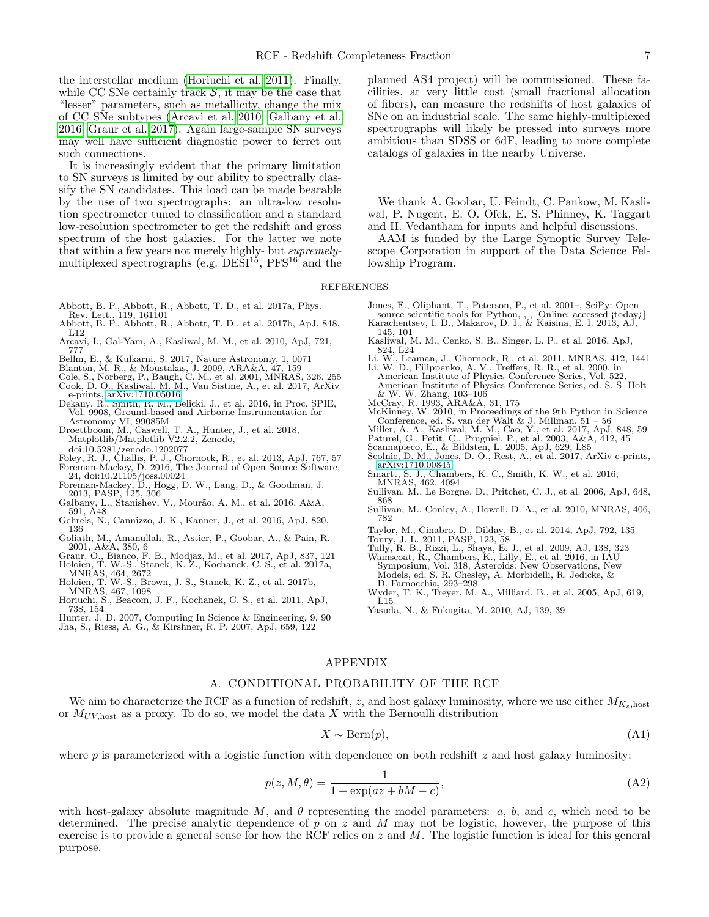the interstellar medium (Horiuchi et al. 2011). Finally, while CC SNe certainly track $\mathcal{S}$, it may be the case that "lesser" parameters, such as metallicity, change the mix of CC SNe subtypes (Arcavi et al. 2010; Galbany et al. 2016; Graur et al. 2017). Again large-sample SN surveys may well have sufficient diagnostic power to ferret out such connections.

It is increasingly evident that the primary limitation to SN surveys is limited by our ability to spectrally classify the SN candidates. This load can be made bearable by the use of two spectrographs: an ultra-low resolution spectrometer tuned to classification and a standard low-resolution spectrometer to get the redshift and gross spectrum of the host galaxies. For the latter we note that within a few years not merely highly- but *supremely*-multiplexed spectrographs (e.g. DESI[15], PFS[16] and the planned AS4 project) will be commissioned. These facilities, at very little cost (small fractional allocation of fibers), can measure the redshifts of host galaxies of SNe on an industrial scale. The same highly-multiplexed spectrographs will likely be pressed into surveys more ambitious than SDSS or 6dF, leading to more complete catalogs of galaxies in the nearby Universe.

We thank A. Goobar, U. Feindt, C. Pankow, M. Kasliwal, P. Nugent, E. O. Ofek, E. S. Phinney, K. Taggart and H. Vedantham for inputs and helpful discussions.

AAM is funded by the Large Synoptic Survey Telescope Corporation in support of the Data Science Fellowship Program.

## REFERENCES

Abbott, B. P., Abbott, R., Abbott, T. D., et al. 2017a, Phys. Rev. Lett., 119, 161101
Abbott, B. P., Abbott, R., Abbott, T. D., et al. 2017b, ApJ, 848, L12
Arcavi, I., Gal-Yam, A., Kasliwal, M. M., et al. 2010, ApJ, 721, 777
Bellm, E., & Kulkarni, S. 2017, Nature Astronomy, 1, 0071
Blanton, M. R., & Moustakas, J. 2009, ARA&A, 47, 159
Cole, S., Norberg, P., Baugh, C. M., et al. 2001, MNRAS, 326, 255
Cook, D. O., Kasliwal, M. M., Van Sistine, A., et al. 2017, ArXiv e-prints, arXiv:1710.05016
Dekany, R., Smith, R. M., Belicki, J., et al. 2016, in Proc. SPIE, Vol. 9908, Ground-based and Airborne Instrumentation for Astronomy VI, 99085M
Droettboom, M., Caswell, T. A., Hunter, J., et al. 2018, Matplotlib/Matplotlib V2.2.2, Zenodo, doi:10.5281/zenodo.1202077
Foley, R. J., Challis, P. J., Chornock, R., et al. 2013, ApJ, 767, 57
Foreman-Mackey, D. 2016, The Journal of Open Source Software, 24, doi:10.21105/joss.00024
Foreman-Mackey, D., Hogg, D. W., Lang, D., & Goodman, J. 2013, PASP, 125, 306
Galbany, L., Stanishev, V., Mourão, A. M., et al. 2016, A&A, 591, A48
Gehrels, N., Cannizzo, J. K., Kanner, J., et al. 2016, ApJ, 820, 136
Goliath, M., Amanullah, R., Astier, P., Goobar, A., & Pain, R. 2001, A&A, 380, 6
Graur, O., Bianco, F. B., Modjaz, M., et al. 2017, ApJ, 837, 121
Holoien, T. W.-S., Stanek, K. Z., Kochanek, C. S., et al. 2017a, MNRAS, 464, 2672
Holoien, T. W.-S., Brown, J. S., Stanek, K. Z., et al. 2017b, MNRAS, 467, 1098
Horiuchi, S., Beacom, J. F., Kochanek, C. S., et al. 2011, ApJ, 738, 154
Hunter, J. D. 2007, Computing In Science & Engineering, 9, 90
Jha, S., Riess, A. G., & Kirshner, R. P. 2007, ApJ, 659, 122
Jones, E., Oliphant, T., Peterson, P., et al. 2001–, SciPy: Open source scientific tools for Python, , , [Online; accessed ¡today¿]
Karachentsev, I. D., Makarov, D. I., & Kaisina, E. I. 2013, AJ, 145, 101
Kasliwal, M. M., Cenko, S. B., Singer, L. P., et al. 2016, ApJ, 824, L24
Li, W., Leaman, J., Chornock, R., et al. 2011, MNRAS, 412, 1441
Li, W. D., Filippenko, A. V., Treffers, R. R., et al. 2000, in American Institute of Physics Conference Series, Vol. 522, American Institute of Physics Conference Series, ed. S. S. Holt & W. W. Zhang, 103–106
McCray, R. 1993, ARA&A, 31, 175
McKinney, W. 2010, in Proceedings of the 9th Python in Science Conference, ed. S. van der Walt & J. Millman, 51 – 56
Miller, A. A., Kasliwal, M. M., Cao, Y., et al. 2017, ApJ, 848, 59
Paturel, G., Petit, C., Prugniel, P., et al. 2003, A&A, 412, 45
Scannapieco, E., & Bildsten, L. 2005, ApJ, 629, L85
Scolnic, D. M., Jones, D. O., Rest, A., et al. 2017, ArXiv e-prints, arXiv:1710.00845
Smartt, S. J., Chambers, K. C., Smith, K. W., et al. 2016, MNRAS, 462, 4094
Sullivan, M., Le Borgne, D., Pritchet, C. J., et al. 2006, ApJ, 648, 868
Sullivan, M., Conley, A., Howell, D. A., et al. 2010, MNRAS, 406, 782
Taylor, M., Cinabro, D., Dilday, B., et al. 2014, ApJ, 792, 135
Tonry, J. L. 2011, PASP, 123, 58
Tully, R. B., Rizzi, L., Shaya, E. J., et al. 2009, AJ, 138, 323
Wainscoat, R., Chambers, K., Lilly, E., et al. 2016, in IAU Symposium, Vol. 318, Asteroids: New Observations, New Models, ed. S. R. Chesley, A. Morbidelli, R. Jedicke, & D. Farnocchia, 293–298
Wyder, T. K., Treyer, M. A., Milliard, B., et al. 2005, ApJ, 619, L15
Yasuda, N., & Fukugita, M. 2010, AJ, 139, 39

# APPENDIX

## A. CONDITIONAL PROBABILITY OF THE RCF

We aim to characterize the RCF as a function of redshift, $z$, and host galaxy luminosity, where we use either $M_{K_s,\mathrm{host}}$ or $M_{UV,\mathrm{host}}$ as a proxy. To do so, we model the data $X$ with the Bernoulli distribution

$$X \sim \mathrm{Bern}(p), \tag{A1}$$

where $p$ is parameterized with a logistic function with dependence on both redshift $z$ and host galaxy luminosity:

$$p(z, M, \theta) = \frac{1}{1 + \exp(az + bM - c)}, \tag{A2}$$

with host-galaxy absolute magnitude $M$, and $\theta$ representing the model parameters: $a$, $b$, and $c$, which need to be determined. The precise analytic dependence of $p$ on $z$ and $M$ may not be logistic, however, the purpose of this exercise is to provide a general sense for how the RCF relies on $z$ and $M$. The logistic function is ideal for this general purpose.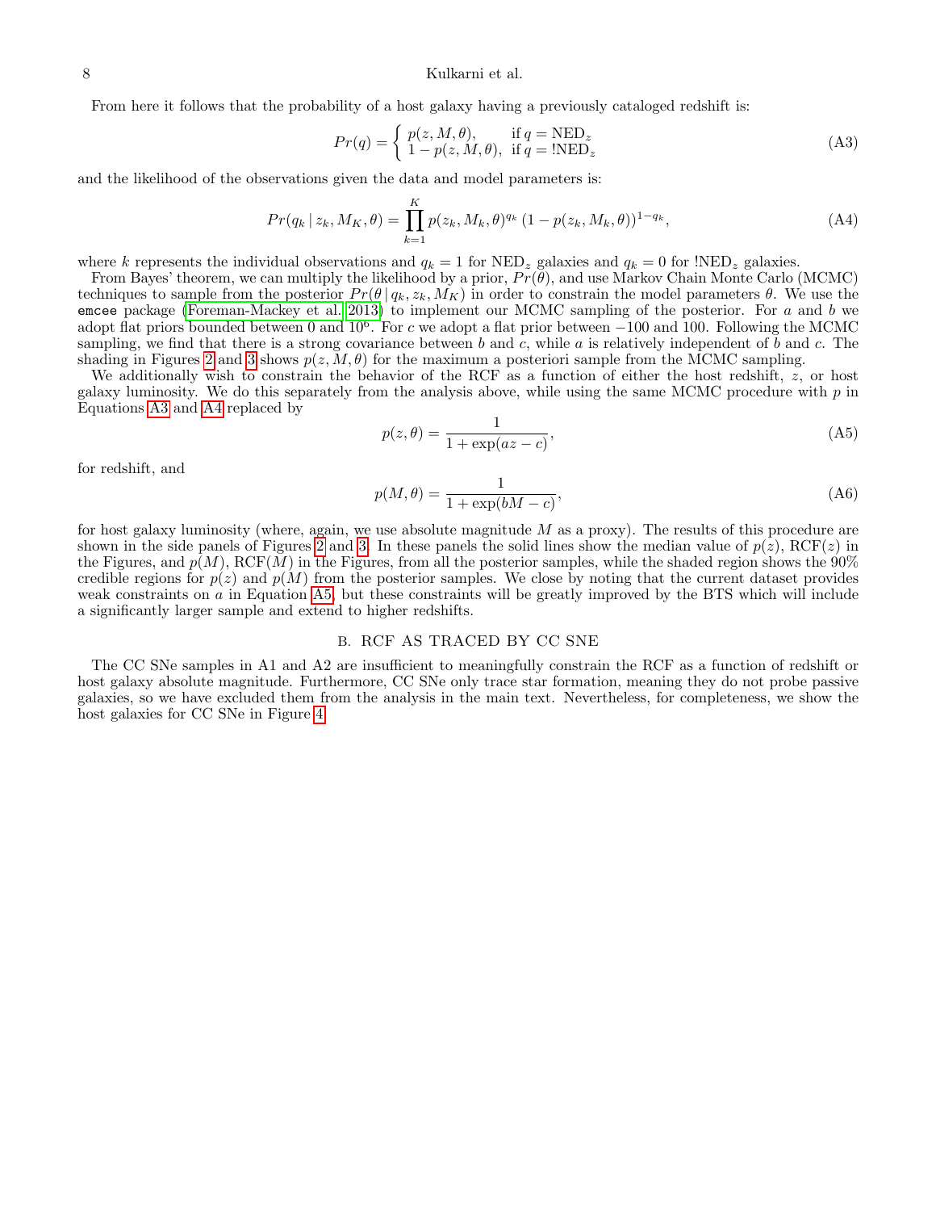From here it follows that the probability of a host galaxy having a previously cataloged redshift is:

$$Pr(q) = \begin{cases} p(z, M, \theta), & \text{if } q = \text{NED}_z \\ 1 - p(z, M, \theta), & \text{if } q = !\text{NED}_z \end{cases} \tag{A3}$$

and the likelihood of the observations given the data and model parameters is:

$$Pr(q_k \,|\, z_k, M_K, \theta) = \prod_{k=1}^{K} p(z_k, M_k, \theta)^{q_k} \, (1 - p(z_k, M_k, \theta))^{1-q_k}, \tag{A4}$$

where $k$ represents the individual observations and $q_k = 1$ for $\text{NED}_z$ galaxies and $q_k = 0$ for $!\text{NED}_z$ galaxies.

From Bayes' theorem, we can multiply the likelihood by a prior, $Pr(\theta)$, and use Markov Chain Monte Carlo (MCMC) techniques to sample from the posterior $Pr(\theta \,|\, q_k, z_k, M_K)$ in order to constrain the model parameters $\theta$. We use the `emcee` package (Foreman-Mackey et al. 2013) to implement our MCMC sampling of the posterior. For $a$ and $b$ we adopt flat priors bounded between 0 and $10^6$. For $c$ we adopt a flat prior between $-100$ and 100. Following the MCMC sampling, we find that there is a strong covariance between $b$ and $c$, while $a$ is relatively independent of $b$ and $c$. The shading in Figures 2 and 3 shows $p(z, M, \theta)$ for the maximum a posteriori sample from the MCMC sampling.

We additionally wish to constrain the behavior of the RCF as a function of either the host redshift, $z$, or host galaxy luminosity. We do this separately from the analysis above, while using the same MCMC procedure with $p$ in Equations A3 and A4 replaced by

$$p(z, \theta) = \frac{1}{1 + \exp(az - c)}, \tag{A5}$$

for redshift, and

$$p(M, \theta) = \frac{1}{1 + \exp(bM - c)}, \tag{A6}$$

for host galaxy luminosity (where, again, we use absolute magnitude $M$ as a proxy). The results of this procedure are shown in the side panels of Figures 2 and 3. In these panels the solid lines show the median value of $p(z)$, RCF($z$) in the Figures, and $p(M)$, RCF($M$) in the Figures, from all the posterior samples, while the shaded region shows the 90% credible regions for $p(z)$ and $p(M)$ from the posterior samples. We close by noting that the current dataset provides weak constraints on $a$ in Equation A5, but these constraints will be greatly improved by the BTS which will include a significantly larger sample and extend to higher redshifts.

## B. RCF AS TRACED BY CC SNE

The CC SNe samples in A1 and A2 are insufficient to meaningfully constrain the RCF as a function of redshift or host galaxy absolute magnitude. Furthermore, CC SNe only trace star formation, meaning they do not probe passive galaxies, so we have excluded them from the analysis in the main text. Nevertheless, for completeness, we show the host galaxies for CC SNe in Figure 4.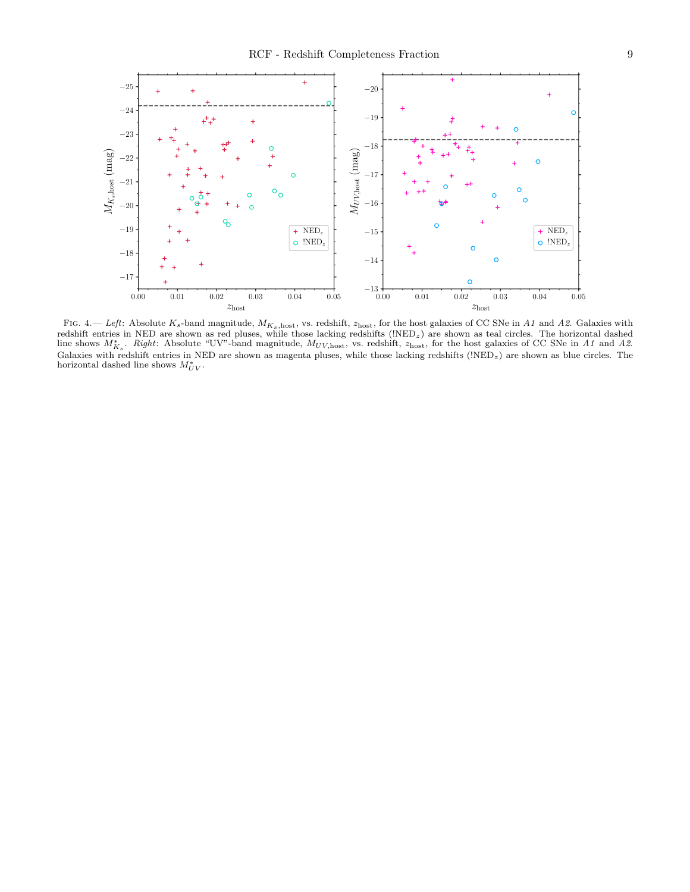$M_{K_s,\mathrm{host}}$ (mag)

−25
−24
−23
−22
−21
−20
−19
−18
−17

0.00 0.01 0.02 0.03 0.04 0.05

$z_{\mathrm{host}}$

NED$_z$
!NED$_z$

$M_{UV,\mathrm{host}}$ (mag)

−20
−19
−18
−17
−16
−15
−14
−13

0.00 0.01 0.02 0.03 0.04 0.05

$z_{\mathrm{host}}$

NED$_z$
!NED$_z$

FIG. 4.— *Left*: Absolute $K_s$-band magnitude, $M_{K_s,\mathrm{host}}$, vs. redshift, $z_{\mathrm{host}}$, for the host galaxies of CC SNe in *A1* and *A2*. Galaxies with redshift entries in NED are shown as red pluses, while those lacking redshifts (!NED$_z$) are shown as teal circles. The horizontal dashed line shows $M^*_{K_s}$. *Right*: Absolute "UV"-band magnitude, $M_{UV,\mathrm{host}}$, vs. redshift, $z_{\mathrm{host}}$, for the host galaxies of CC SNe in *A1* and *A2*. Galaxies with redshift entries in NED are shown as magenta pluses, while those lacking redshifts (!NED$_z$) are shown as blue circles. The horizontal dashed line shows $M^*_{UV}$.